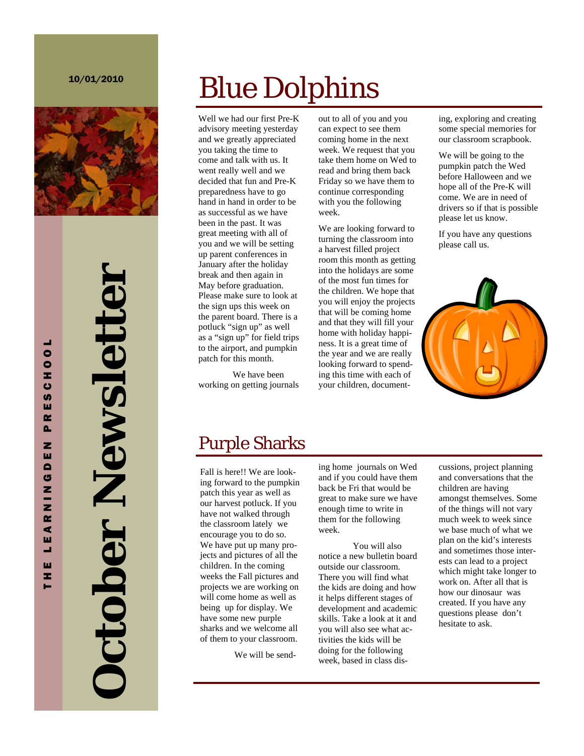10/01/2010

THE LEARNINGDEN PRESCHOOL

# October Newsletter

## Blue Dolphins

Well we had our first Pre-K advisory meeting yesterday and we greatly appreciated you taking the time to come and talk with us. It went really well and we decided that fun and Pre-K preparedness have to go hand in hand in order to be as successful as we have been in the past. It was great meeting with all of you and we will be setting up parent conferences in January after the holiday break and then again in May before graduation. Please make sure to look at the sign ups this week on the parent board. There is a potluck "sign up" as well as a "sign up" for field trips to the airport, and pumpkin patch for this month.

We have been working on getting journals out to all of you and you can expect to see them coming home in the next week. We request that you take them home on Wed to read and bring them back Friday so we have them to continue corresponding with you the following week.

We are looking forward to turning the classroom into a harvest filled project room this month as getting into the holidays are some of the most fun times for the children. We hope that you will enjoy the projects that will be coming home and that they will fill your home with holiday happiness. It is a great time of the year and we are really looking forward to spending this time with each of your children, documenting, exploring and creating some special memories for our classroom scrapbook.

We will be going to the pumpkin patch the Wed before Halloween and we hope all of the Pre-K will come. We are in need of drivers so if that is possible please let us know.

If you have any questions please call us.

## Purple Sharks

Fall is here!! We are looking forward to the pumpkin patch this year as well as our harvest potluck. If you have not walked through the classroom lately we encourage you to do so. We have put up many projects and pictures of all the children. In the coming weeks the Fall pictures and projects we are working on will come home as well as being up for display. We have some new purple sharks and we welcome all of them to your classroom.

We will be sending home journals on Wed and if you could have them back be Fri that would be great to make sure we have enough time to write in them for the following week.

You will also notice a new bulletin board outside our classroom. There you will find what the kids are doing and how it helps different stages of development and academic skills. Take a look at it and you will also see what activities the kids will be doing for the following week, based in class discussions, project planning and conversations that the children are having amongst themselves. Some of the things will not vary much week to week since we base much of what we plan on the kid's interests and sometimes those interests can lead to a project which might take longer to work on. After all that is how our dinosaur was created. If you have any questions please don't hesitate to ask.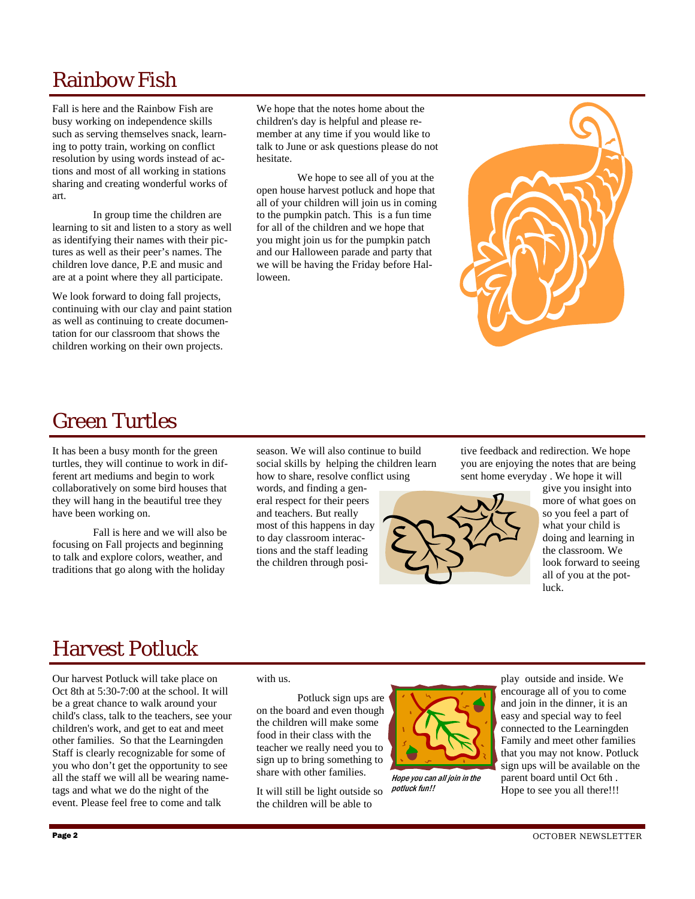## Rainbow Fish

Fall is here and the Rainbow Fish are busy working on independence skills such as serving themselves snack, learning to potty train, working on conflict resolution by using words instead of actions and most of all working in stations sharing and creating wonderful works of art.

In group time the children are learning to sit and listen to a story as well as identifying their names with their pictures as well as their peer's names. The children love dance, P.E and music and are at a point where they all participate.

We look forward to doing fall projects, continuing with our clay and paint station as well as continuing to create documentation for our classroom that shows the children working on their own projects.

We hope that the notes home about the children's day is helpful and please remember at any time if you would like to talk to June or ask questions please do not hesitate.

We hope to see all of you at the open house harvest potluck and hope that all of your children will join us in coming to the pumpkin patch. This is a fun time for all of the children and we hope that you might join us for the pumpkin patch and our Halloween parade and party that we will be having the Friday before Halloween.

## Green Turtles

It has been a busy month for the green turtles, they will continue to work in different art mediums and begin to work collaboratively on some bird houses that they will hang in the beautiful tree they have been working on.

Fall is here and we will also be focusing on Fall projects and beginning to talk and explore colors, weather, and traditions that go along with the holiday season. We will also continue to build social skills by helping the children learn how to share, resolve conflict using words, and finding a general respect for their peers and teachers. But really most of this happens in day to day classroom interactions and the staff leading the children through positive feedback and redirection. We hope you are enjoying the notes that are being sent home everyday . We hope it will give you insight into more of what goes on so you feel a part of what your child is doing and learning in the classroom. We look forward to seeing all of you at the potluck.

## Harvest Potluck

Our harvest Potluck will take place on Oct 8th at 5:30-7:00 at the school. It will be a great chance to walk around your child's class, talk to the teachers, see your children's work, and get to eat and meet other families. So that the Learningden Staff is clearly recognizable for some of you who don't get the opportunity to see all the staff we will all be wearing nametags and what we do the night of the event. Please feel free to come and talk with us.

Potluck sign ups are on the board and even though the children will make some food in their class with the teacher we really need you to sign up to bring something to share with other families.

It will still be light outside so the children will be able to play outside and inside. We encourage all of you to come and join in the dinner, it is an easy and special way to feel connected to the Learningden Family and meet other families that you may not know. Potluck sign ups will be available on the parent board until Oct 6th . Hope to see you all there!!!

*Hope you can all join in the potluck fun!!*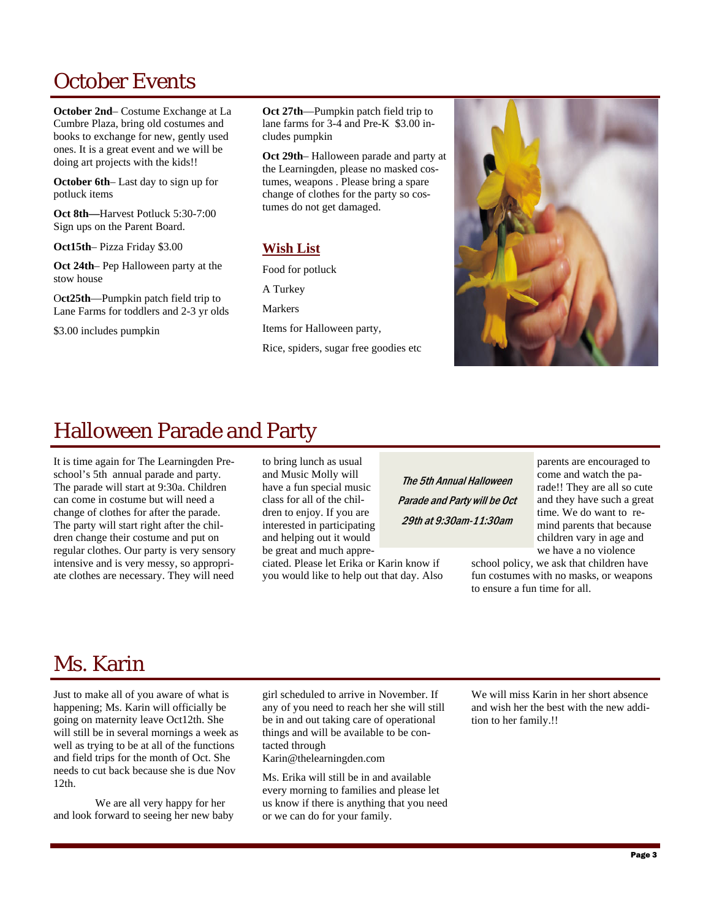# October Events

**October 2nd**– Costume Exchange at La Cumbre Plaza, bring old costumes and books to exchange for new, gently used ones. It is a great event and we will be doing art projects with the kids!!

**October 6th**– Last day to sign up for potluck items

**Oct 8th—**Harvest Potluck 5:30-7:00 Sign ups on the Parent Board.

**Oct15th**– Pizza Friday $3.00

**Oct 24th**– Pep Halloween party at the stow house

O**ct25th**—Pumpkin patch field trip to Lane Farms for toddlers and 2-3 yr olds

$3.00 includes pumpkin

**Oct 27th**—Pumpkin patch field trip to lane farms for 3-4 and Pre-K $3.00 includes pumpkin

**Oct 29th**– Halloween parade and party at the Learningden, please no masked costumes, weapons . Please bring a spare change of clothes for the party so costumes do not get damaged.

## Wish List

Food for potluck

A Turkey

Markers

Items for Halloween party,

Rice, spiders, sugar free goodies etc

# Halloween Parade and Party

It is time again for The Learningden Preschool's 5th annual parade and party. The parade will start at 9:30a. Children can come in costume but will need a change of clothes for after the parade. The party will start right after the children change their costume and put on regular clothes. Our party is very sensory intensive and is very messy, so appropriate clothes are necessary. They will need to bring lunch as usual and Music Molly will have a fun special music class for all of the children to enjoy. If you are interested in participating and helping out it would be great and much appreciated. Please let Erika or Karin know if you would like to help out that day. Also parents are encouraged to come and watch the parade!! They are all so cute and they have such a great time. We do want to remind parents that because children vary in age and we have a no violence school policy, we ask that children have fun costumes with no masks, or weapons to ensure a fun time for all.

*The 5th Annual Halloween Parade and Party will be Oct 29th at 9:30am-11:30am*

# Ms. Karin

Just to make all of you aware of what is happening; Ms. Karin will officially be going on maternity leave Oct12th. She will still be in several mornings a week as well as trying to be at all of the functions and field trips for the month of Oct. She needs to cut back because she is due Nov 12th.

We are all very happy for her and look forward to seeing her new baby girl scheduled to arrive in November. If any of you need to reach her she will still be in and out taking care of operational things and will be available to be contacted through Karin@thelearningden.com

Ms. Erika will still be in and available every morning to families and please let us know if there is anything that you need or we can do for your family.

We will miss Karin in her short absence and wish her the best with the new addition to her family.!!